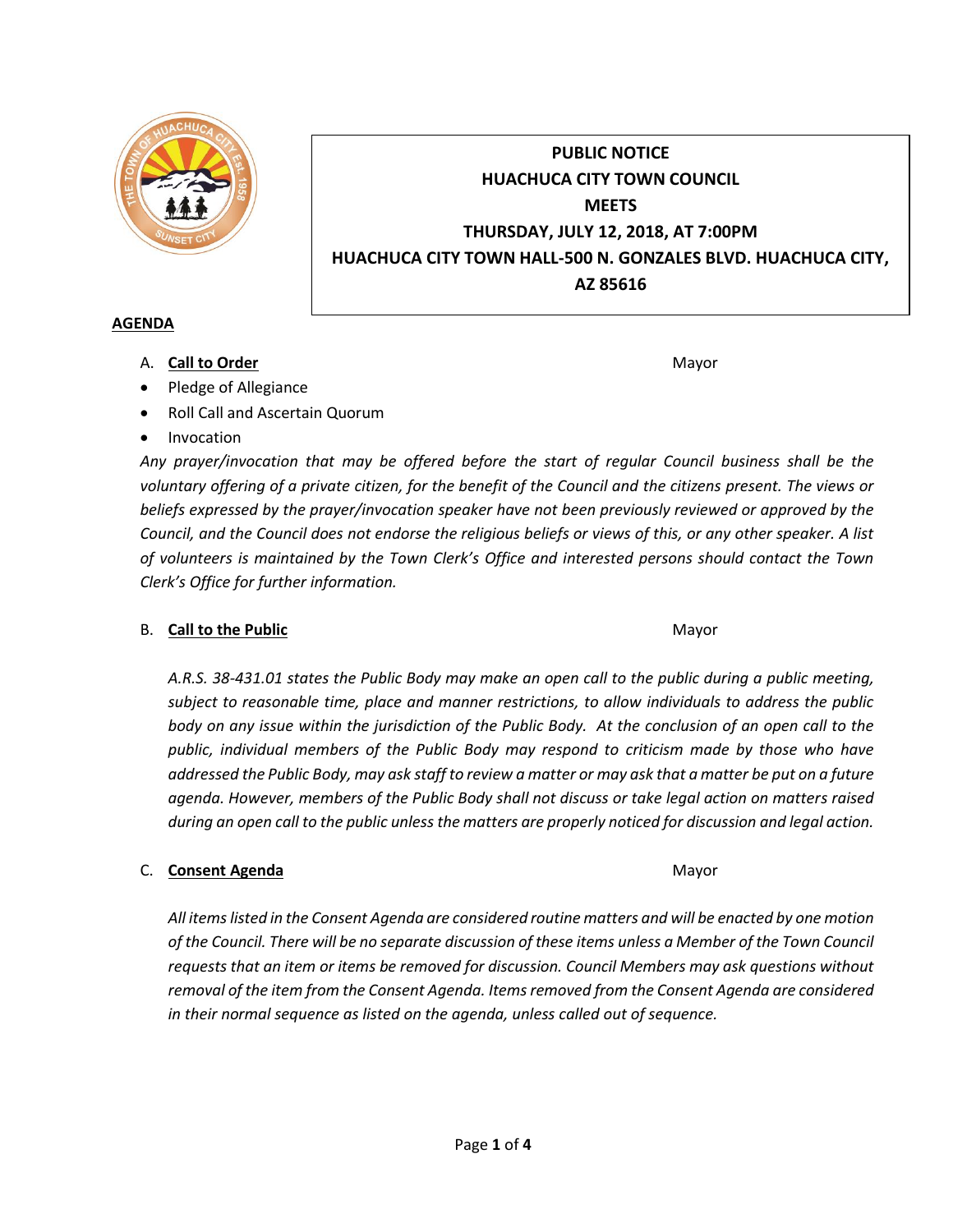**PUBLIC NOTICE**
**HUACHUCA CITY TOWN COUNCIL**
**MEETS**
**THURSDAY, JULY 12, 2018, AT 7:00PM**
**HUACHUCA CITY TOWN HALL-500 N. GONZALES BLVD. HUACHUCA CITY, AZ 85616**

## AGENDA

A. **Call to Order** — Mayor

- Pledge of Allegiance
- Roll Call and Ascertain Quorum
- Invocation

*Any prayer/invocation that may be offered before the start of regular Council business shall be the voluntary offering of a private citizen, for the benefit of the Council and the citizens present. The views or beliefs expressed by the prayer/invocation speaker have not been previously reviewed or approved by the Council, and the Council does not endorse the religious beliefs or views of this, or any other speaker. A list of volunteers is maintained by the Town Clerk's Office and interested persons should contact the Town Clerk's Office for further information.*

B. **Call to the Public** — Mayor

*A.R.S. 38-431.01 states the Public Body may make an open call to the public during a public meeting, subject to reasonable time, place and manner restrictions, to allow individuals to address the public body on any issue within the jurisdiction of the Public Body. At the conclusion of an open call to the public, individual members of the Public Body may respond to criticism made by those who have addressed the Public Body, may ask staff to review a matter or may ask that a matter be put on a future agenda. However, members of the Public Body shall not discuss or take legal action on matters raised during an open call to the public unless the matters are properly noticed for discussion and legal action.*

C. **Consent Agenda** — Mayor

*All items listed in the Consent Agenda are considered routine matters and will be enacted by one motion of the Council. There will be no separate discussion of these items unless a Member of the Town Council requests that an item or items be removed for discussion. Council Members may ask questions without removal of the item from the Consent Agenda. Items removed from the Consent Agenda are considered in their normal sequence as listed on the agenda, unless called out of sequence.*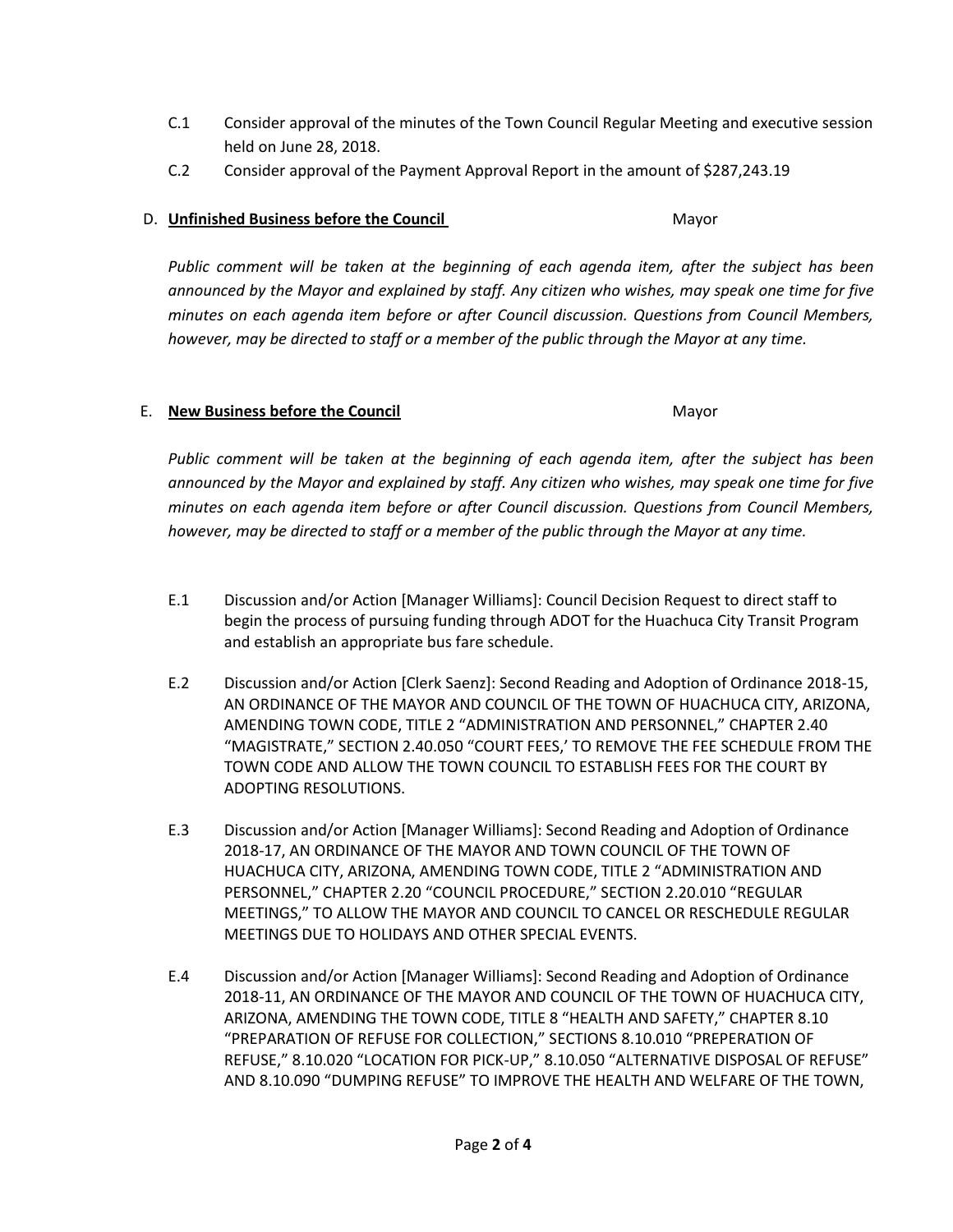C.1 Consider approval of the minutes of the Town Council Regular Meeting and executive session held on June 28, 2018.

C.2 Consider approval of the Payment Approval Report in the amount of $287,243.19

D. **Unfinished Business before the Council** Mayor

*Public comment will be taken at the beginning of each agenda item, after the subject has been announced by the Mayor and explained by staff. Any citizen who wishes, may speak one time for five minutes on each agenda item before or after Council discussion. Questions from Council Members, however, may be directed to staff or a member of the public through the Mayor at any time.*

E. **New Business before the Council** Mayor

*Public comment will be taken at the beginning of each agenda item, after the subject has been announced by the Mayor and explained by staff. Any citizen who wishes, may speak one time for five minutes on each agenda item before or after Council discussion. Questions from Council Members, however, may be directed to staff or a member of the public through the Mayor at any time.*

E.1 Discussion and/or Action [Manager Williams]: Council Decision Request to direct staff to begin the process of pursuing funding through ADOT for the Huachuca City Transit Program and establish an appropriate bus fare schedule.

E.2 Discussion and/or Action [Clerk Saenz]: Second Reading and Adoption of Ordinance 2018-15, AN ORDINANCE OF THE MAYOR AND COUNCIL OF THE TOWN OF HUACHUCA CITY, ARIZONA, AMENDING TOWN CODE, TITLE 2 "ADMINISTRATION AND PERSONNEL," CHAPTER 2.40 "MAGISTRATE," SECTION 2.40.050 "COURT FEES,' TO REMOVE THE FEE SCHEDULE FROM THE TOWN CODE AND ALLOW THE TOWN COUNCIL TO ESTABLISH FEES FOR THE COURT BY ADOPTING RESOLUTIONS.

E.3 Discussion and/or Action [Manager Williams]: Second Reading and Adoption of Ordinance 2018-17, AN ORDINANCE OF THE MAYOR AND TOWN COUNCIL OF THE TOWN OF HUACHUCA CITY, ARIZONA, AMENDING TOWN CODE, TITLE 2 "ADMINISTRATION AND PERSONNEL," CHAPTER 2.20 "COUNCIL PROCEDURE," SECTION 2.20.010 "REGULAR MEETINGS," TO ALLOW THE MAYOR AND COUNCIL TO CANCEL OR RESCHEDULE REGULAR MEETINGS DUE TO HOLIDAYS AND OTHER SPECIAL EVENTS.

E.4 Discussion and/or Action [Manager Williams]: Second Reading and Adoption of Ordinance 2018-11, AN ORDINANCE OF THE MAYOR AND COUNCIL OF THE TOWN OF HUACHUCA CITY, ARIZONA, AMENDING THE TOWN CODE, TITLE 8 "HEALTH AND SAFETY," CHAPTER 8.10 "PREPARATION OF REFUSE FOR COLLECTION," SECTIONS 8.10.010 "PREPERATION OF REFUSE," 8.10.020 "LOCATION FOR PICK-UP," 8.10.050 "ALTERNATIVE DISPOSAL OF REFUSE" AND 8.10.090 "DUMPING REFUSE" TO IMPROVE THE HEALTH AND WELFARE OF THE TOWN,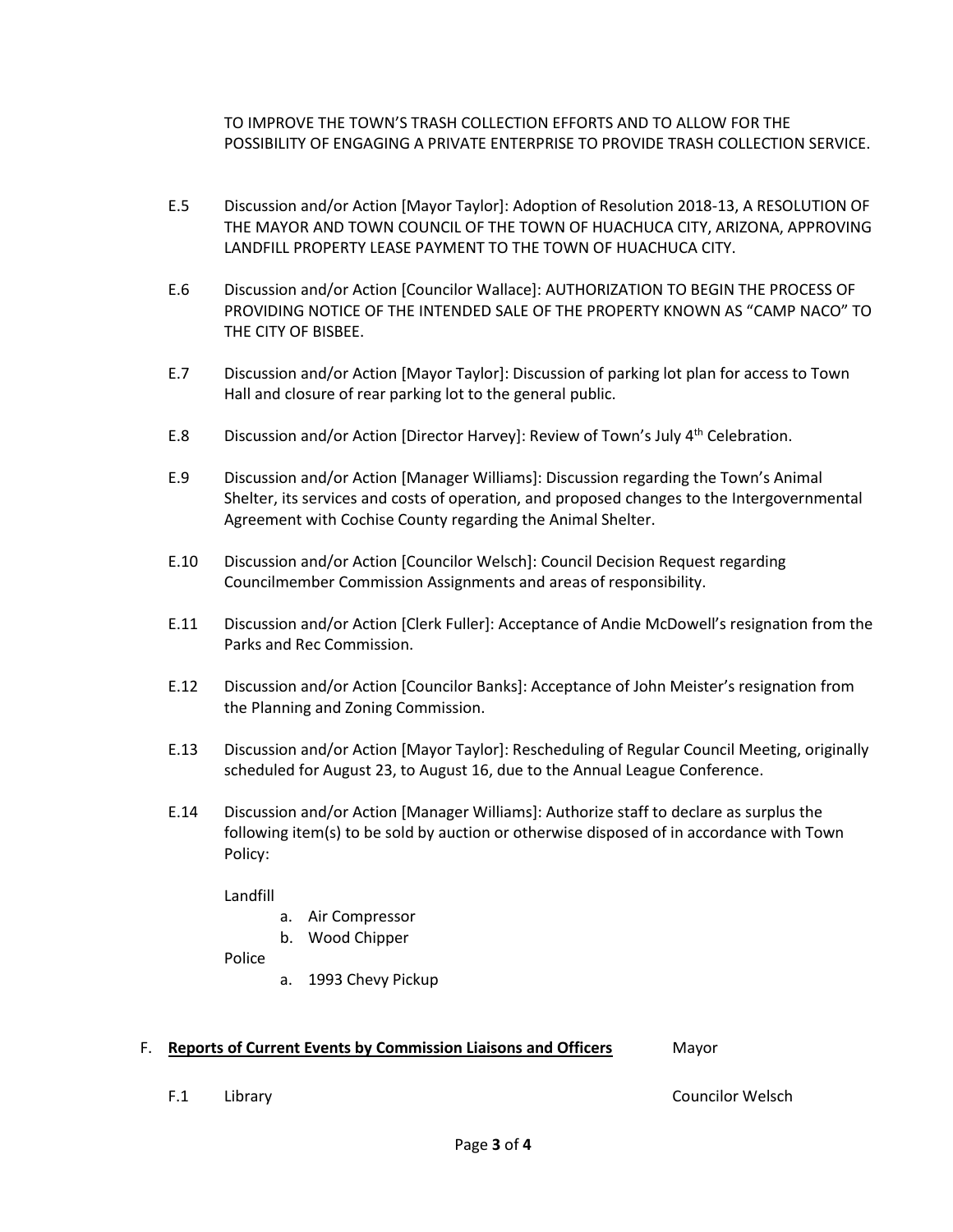TO IMPROVE THE TOWN'S TRASH COLLECTION EFFORTS AND TO ALLOW FOR THE POSSIBILITY OF ENGAGING A PRIVATE ENTERPRISE TO PROVIDE TRASH COLLECTION SERVICE.

E.5 Discussion and/or Action [Mayor Taylor]: Adoption of Resolution 2018-13, A RESOLUTION OF THE MAYOR AND TOWN COUNCIL OF THE TOWN OF HUACHUCA CITY, ARIZONA, APPROVING LANDFILL PROPERTY LEASE PAYMENT TO THE TOWN OF HUACHUCA CITY.

E.6 Discussion and/or Action [Councilor Wallace]: AUTHORIZATION TO BEGIN THE PROCESS OF PROVIDING NOTICE OF THE INTENDED SALE OF THE PROPERTY KNOWN AS "CAMP NACO" TO THE CITY OF BISBEE.

E.7 Discussion and/or Action [Mayor Taylor]: Discussion of parking lot plan for access to Town Hall and closure of rear parking lot to the general public.

E.8 Discussion and/or Action [Director Harvey]: Review of Town's July 4th Celebration.

E.9 Discussion and/or Action [Manager Williams]: Discussion regarding the Town's Animal Shelter, its services and costs of operation, and proposed changes to the Intergovernmental Agreement with Cochise County regarding the Animal Shelter.

E.10 Discussion and/or Action [Councilor Welsch]: Council Decision Request regarding Councilmember Commission Assignments and areas of responsibility.

E.11 Discussion and/or Action [Clerk Fuller]: Acceptance of Andie McDowell's resignation from the Parks and Rec Commission.

E.12 Discussion and/or Action [Councilor Banks]: Acceptance of John Meister's resignation from the Planning and Zoning Commission.

E.13 Discussion and/or Action [Mayor Taylor]: Rescheduling of Regular Council Meeting, originally scheduled for August 23, to August 16, due to the Annual League Conference.

E.14 Discussion and/or Action [Manager Williams]: Authorize staff to declare as surplus the following item(s) to be sold by auction or otherwise disposed of in accordance with Town Policy:

Landfill

a. Air Compressor
b. Wood Chipper

Police

a. 1993 Chevy Pickup

## F. **Reports of Current Events by Commission Liaisons and Officers** — Mayor

F.1 Library — Councilor Welsch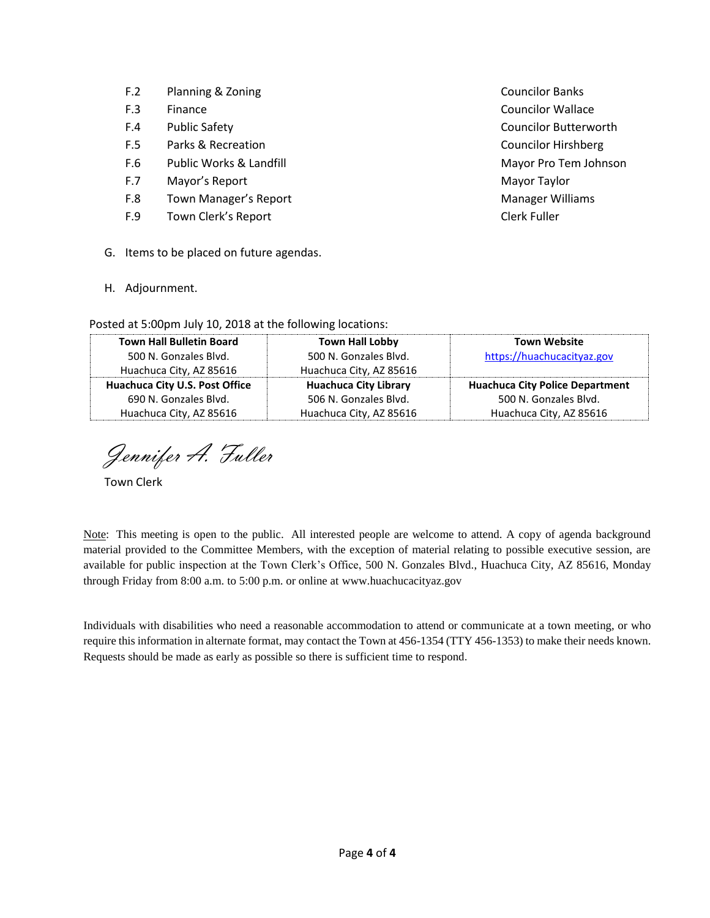| | | |
|---|---|---|
| F.2 | Planning & Zoning | Councilor Banks |
| F.3 | Finance | Councilor Wallace |
| F.4 | Public Safety | Councilor Butterworth |
| F.5 | Parks & Recreation | Councilor Hirshberg |
| F.6 | Public Works & Landfill | Mayor Pro Tem Johnson |
| F.7 | Mayor's Report | Mayor Taylor |
| F.8 | Town Manager's Report | Manager Williams |
| F.9 | Town Clerk's Report | Clerk Fuller |

G. Items to be placed on future agendas.

H. Adjournment.

Posted at 5:00pm July 10, 2018 at the following locations:

| | | |
|---|---|---|
| **Town Hall Bulletin Board**<br>500 N. Gonzales Blvd.<br>Huachuca City, AZ 85616 | **Town Hall Lobby**<br>500 N. Gonzales Blvd.<br>Huachuca City, AZ 85616 | **Town Website**<br>https://huachucacityaz.gov |
| **Huachuca City U.S. Post Office**<br>690 N. Gonzales Blvd.<br>Huachuca City, AZ 85616 | **Huachuca City Library**<br>506 N. Gonzales Blvd.<br>Huachuca City, AZ 85616 | **Huachuca City Police Department**<br>500 N. Gonzales Blvd.<br>Huachuca City, AZ 85616 |

*Jennifer A. Fuller*

Town Clerk

Note: This meeting is open to the public. All interested people are welcome to attend. A copy of agenda background material provided to the Committee Members, with the exception of material relating to possible executive session, are available for public inspection at the Town Clerk's Office, 500 N. Gonzales Blvd., Huachuca City, AZ 85616, Monday through Friday from 8:00 a.m. to 5:00 p.m. or online at www.huachucacityaz.gov

Individuals with disabilities who need a reasonable accommodation to attend or communicate at a town meeting, or who require this information in alternate format, may contact the Town at 456-1354 (TTY 456-1353) to make their needs known. Requests should be made as early as possible so there is sufficient time to respond.